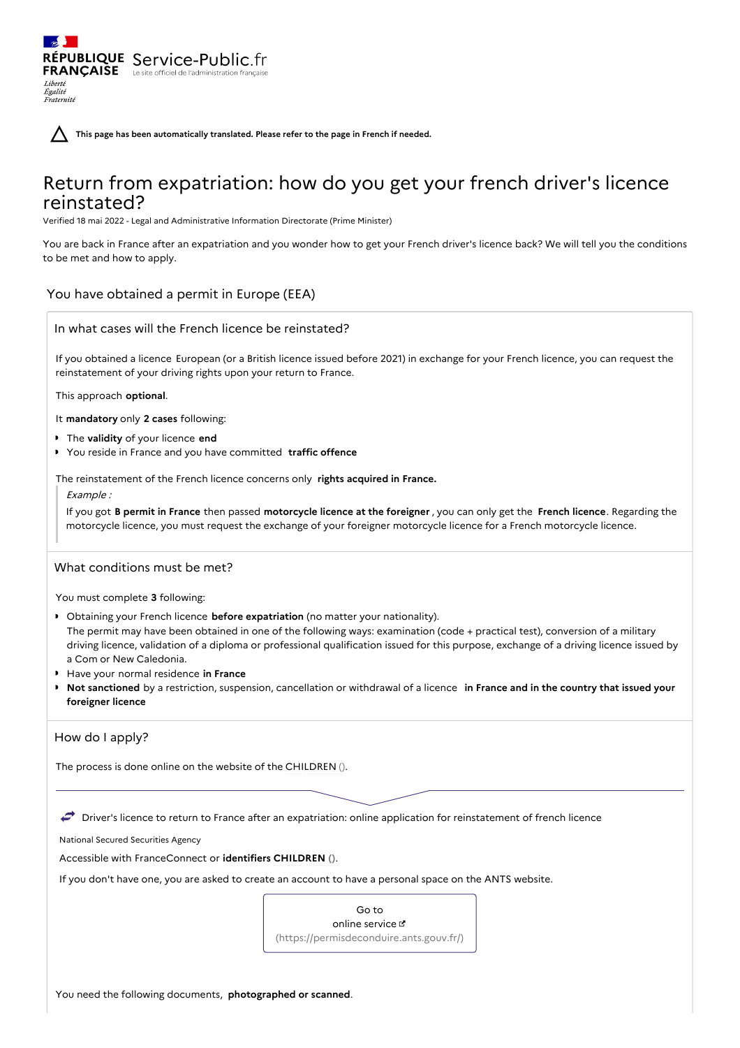RÉPUBLIQUE FRANÇAISE Service-Public.fr
Le site officiel de l'administration française

Liberté
Égalité
Fraternité

This page has been automatically translated. Please refer to the page in French if needed.

# Return from expatriation: how do you get your french driver's licence reinstated?

Verified 18 mai 2022 - Legal and Administrative Information Directorate (Prime Minister)

You are back in France after an expatriation and you wonder how to get your French driver's licence back? We will tell you the conditions to be met and how to apply.

## You have obtained a permit in Europe (EEA)

### In what cases will the French licence be reinstated?

If you obtained a licence European (or a British licence issued before 2021) in exchange for your French licence, you can request the reinstatement of your driving rights upon your return to France.

This approach **optional**.

It **mandatory** only **2 cases** following:

- The **validity** of your licence **end**
- You reside in France and you have committed **traffic offence**

The reinstatement of the French licence concerns only **rights acquired in France.**

> *Example :*
>
> If you got **B permit in France** then passed **motorcycle licence at the foreigner** , you can only get the **French licence**. Regarding the motorcycle licence, you must request the exchange of your foreigner motorcycle licence for a French motorcycle licence.

### What conditions must be met?

You must complete **3** following:

- Obtaining your French licence **before expatriation** (no matter your nationality).
  The permit may have been obtained in one of the following ways: examination (code + practical test), conversion of a military driving licence, validation of a diploma or professional qualification issued for this purpose, exchange of a driving licence issued by a Com or New Caledonia.
- Have your normal residence **in France**
- **Not sanctioned** by a restriction, suspension, cancellation or withdrawal of a licence **in France and in the country that issued your foreigner licence**

### How do I apply?

The process is done online on the website of the CHILDREN ().

Driver's licence to return to France after an expatriation: online application for reinstatement of french licence

National Secured Securities Agency

Accessible with FranceConnect or **identifiers CHILDREN** ().

If you don't have one, you are asked to create an account to have a personal space on the ANTS website.

Go to online service (https://permisdeconduire.ants.gouv.fr/)

You need the following documents, **photographed or scanned**.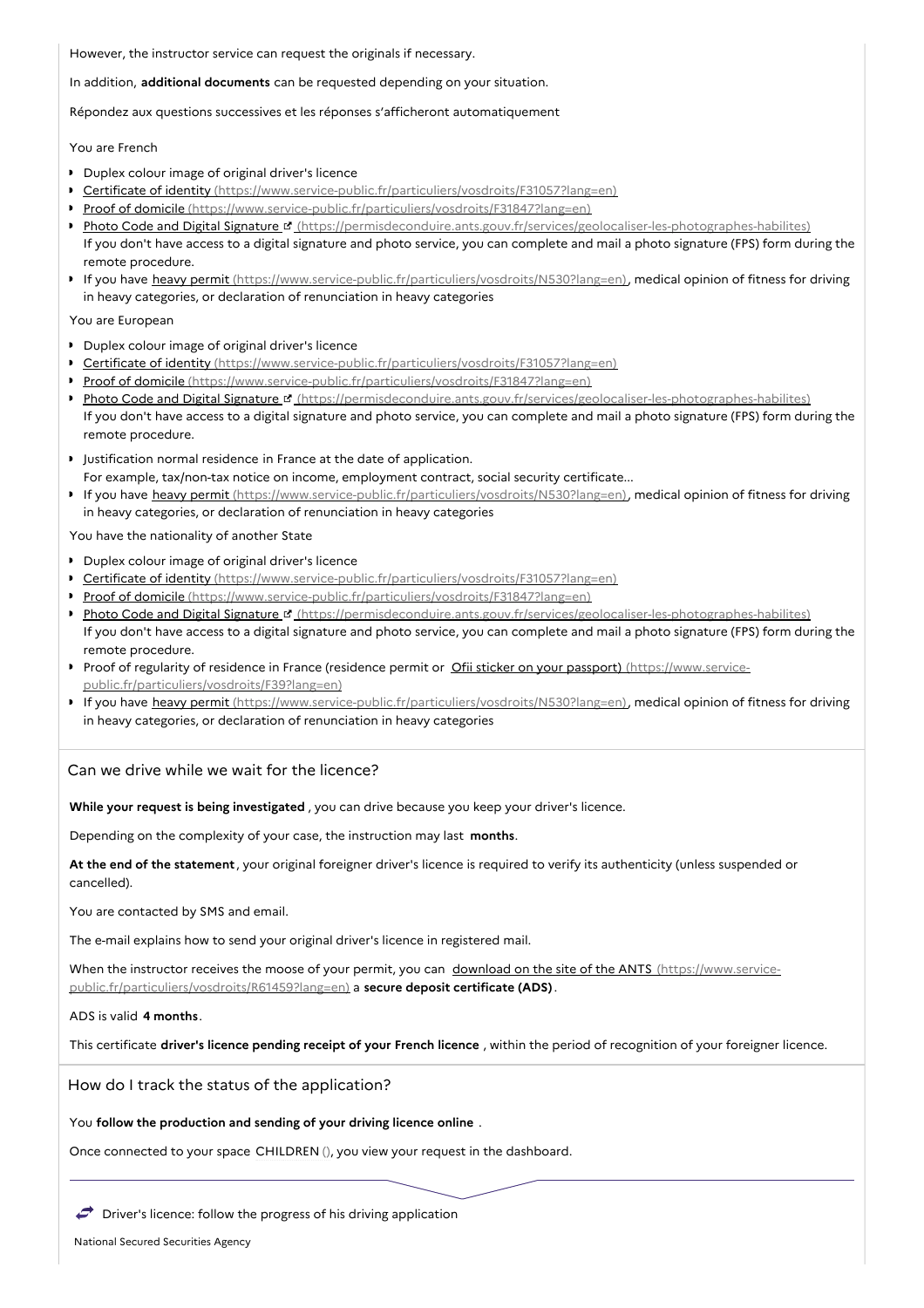However, the instructor service can request the originals if necessary.

In addition, **additional documents** can be requested depending on your situation.

Répondez aux questions successives et les réponses s'afficheront automatiquement

You are French

- Duplex colour image of original driver's licence
- Certificate of identity (https://www.service-public.fr/particuliers/vosdroits/F31057?lang=en)
- Proof of domicile (https://www.service-public.fr/particuliers/vosdroits/F31847?lang=en)
- Photo Code and Digital Signature (https://permisdeconduire.ants.gouv.fr/services/geolocaliser-les-photographes-habilites)
  If you don't have access to a digital signature and photo service, you can complete and mail a photo signature (FPS) form during the remote procedure.
- If you have heavy permit (https://www.service-public.fr/particuliers/vosdroits/N530?lang=en), medical opinion of fitness for driving in heavy categories, or declaration of renunciation in heavy categories

You are European

- Duplex colour image of original driver's licence
- Certificate of identity (https://www.service-public.fr/particuliers/vosdroits/F31057?lang=en)
- Proof of domicile (https://www.service-public.fr/particuliers/vosdroits/F31847?lang=en)
- Photo Code and Digital Signature (https://permisdeconduire.ants.gouv.fr/services/geolocaliser-les-photographes-habilites)
  If you don't have access to a digital signature and photo service, you can complete and mail a photo signature (FPS) form during the remote procedure.
- Justification normal residence in France at the date of application.
  For example, tax/non-tax notice on income, employment contract, social security certificate...
- If you have heavy permit (https://www.service-public.fr/particuliers/vosdroits/N530?lang=en), medical opinion of fitness for driving in heavy categories, or declaration of renunciation in heavy categories

You have the nationality of another State

- Duplex colour image of original driver's licence
- Certificate of identity (https://www.service-public.fr/particuliers/vosdroits/F31057?lang=en)
- Proof of domicile (https://www.service-public.fr/particuliers/vosdroits/F31847?lang=en)
- Photo Code and Digital Signature (https://permisdeconduire.ants.gouv.fr/services/geolocaliser-les-photographes-habilites)
  If you don't have access to a digital signature and photo service, you can complete and mail a photo signature (FPS) form during the remote procedure.
- Proof of regularity of residence in France (residence permit or Ofii sticker on your passport) (https://www.service-public.fr/particuliers/vosdroits/F39?lang=en)
- If you have heavy permit (https://www.service-public.fr/particuliers/vosdroits/N530?lang=en), medical opinion of fitness for driving in heavy categories, or declaration of renunciation in heavy categories

## Can we drive while we wait for the licence?

**While your request is being investigated**, you can drive because you keep your driver's licence.

Depending on the complexity of your case, the instruction may last **months**.

**At the end of the statement**, your original foreigner driver's licence is required to verify its authenticity (unless suspended or cancelled).

You are contacted by SMS and email.

The e-mail explains how to send your original driver's licence in registered mail.

When the instructor receives the moose of your permit, you can download on the site of the ANTS (https://www.service-public.fr/particuliers/vosdroits/R61459?lang=en) a **secure deposit certificate (ADS)**.

ADS is valid **4 months**.

This certificate **driver's licence pending receipt of your French licence**, within the period of recognition of your foreigner licence.

## How do I track the status of the application?

You **follow the production and sending of your driving licence online**.

Once connected to your space CHILDREN (), you view your request in the dashboard.

Driver's licence: follow the progress of his driving application

National Secured Securities Agency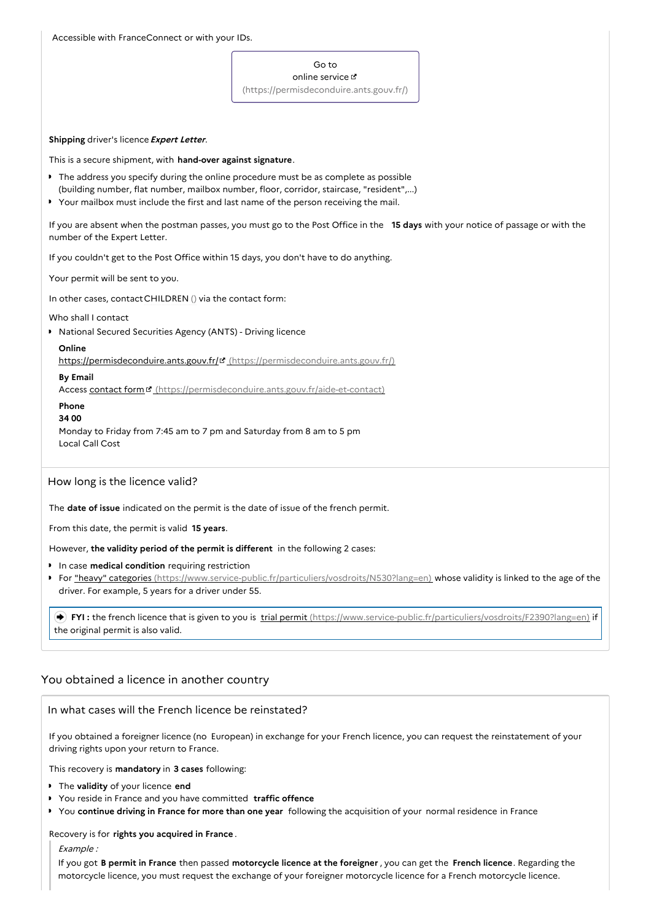Accessible with FranceConnect or with your IDs.

Go to online service (https://permisdeconduire.ants.gouv.fr/)

**Shipping** driver's licence ***Expert Letter***.

This is a secure shipment, with **hand-over against signature**.

- The address you specify during the online procedure must be as complete as possible (building number, flat number, mailbox number, floor, corridor, staircase, "resident",...)
- Your mailbox must include the first and last name of the person receiving the mail.

If you are absent when the postman passes, you must go to the Post Office in the **15 days** with your notice of passage or with the number of the Expert Letter.

If you couldn't get to the Post Office within 15 days, you don't have to do anything.

Your permit will be sent to you.

In other cases, contact CHILDREN () via the contact form:

Who shall I contact

- National Secured Securities Agency (ANTS) - Driving licence

  **Online**
  https://permisdeconduire.ants.gouv.fr/ (https://permisdeconduire.ants.gouv.fr/)

  **By Email**
  Access contact form (https://permisdeconduire.ants.gouv.fr/aide-et-contact)

  **Phone**
  **34 00**
  Monday to Friday from 7:45 am to 7 pm and Saturday from 8 am to 5 pm
  Local Call Cost

### How long is the licence valid?

The **date of issue** indicated on the permit is the date of issue of the french permit.

From this date, the permit is valid **15 years**.

However, **the validity period of the permit is different** in the following 2 cases:

- In case **medical condition** requiring restriction
- For "heavy" categories (https://www.service-public.fr/particuliers/vosdroits/N530?lang=en) whose validity is linked to the age of the driver. For example, 5 years for a driver under 55.

**FYI :** the french licence that is given to you is trial permit (https://www.service-public.fr/particuliers/vosdroits/F2390?lang=en) if the original permit is also valid.

## You obtained a licence in another country

### In what cases will the French licence be reinstated?

If you obtained a foreigner licence (no European) in exchange for your French licence, you can request the reinstatement of your driving rights upon your return to France.

This recovery is **mandatory** in **3 cases** following:

- The **validity** of your licence **end**
- You reside in France and you have committed **traffic offence**
- You **continue driving in France for more than one year** following the acquisition of your normal residence in France

Recovery is for **rights you acquired in France**.

> *Example :*
>
> If you got **B permit in France** then passed **motorcycle licence at the foreigner**, you can get the **French licence**. Regarding the motorcycle licence, you must request the exchange of your foreigner motorcycle licence for a French motorcycle licence.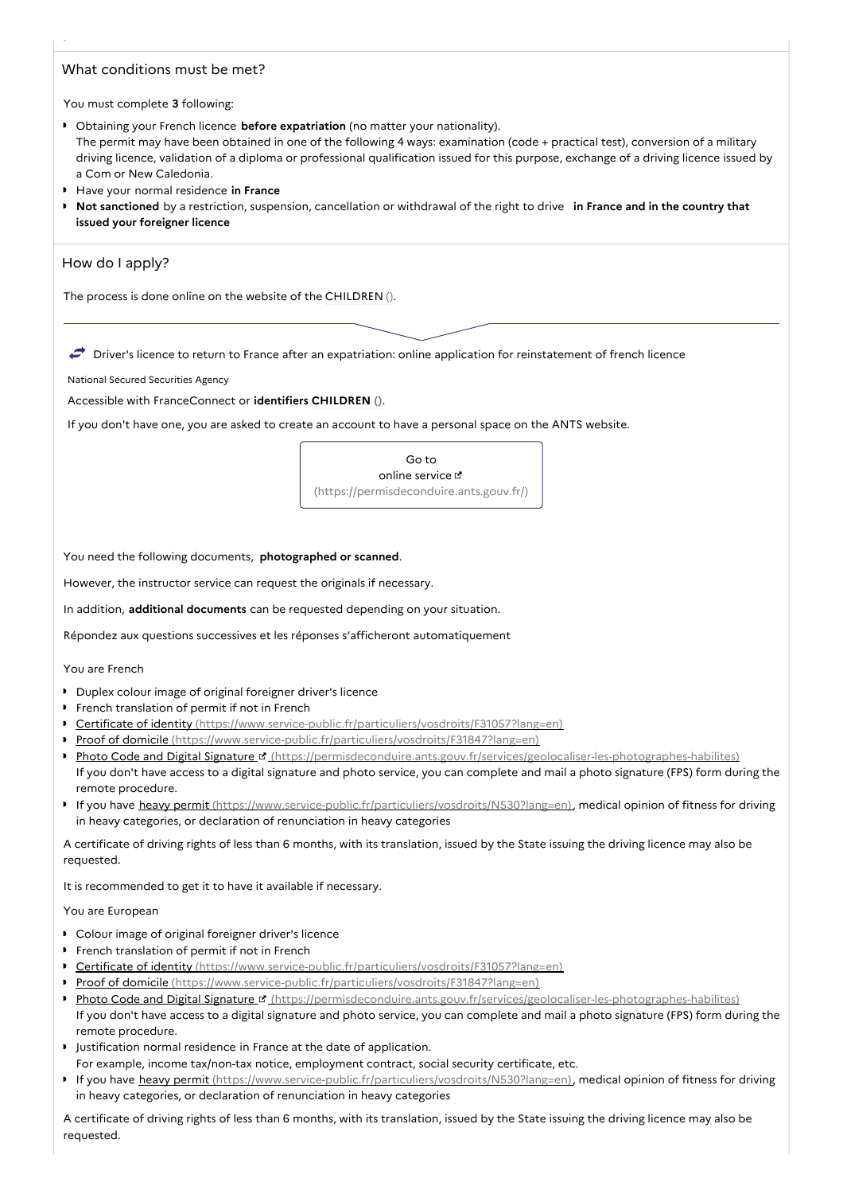## What conditions must be met?

You must complete **3** following:

- Obtaining your French licence **before expatriation** (no matter your nationality).
  The permit may have been obtained in one of the following 4 ways: examination (code + practical test), conversion of a military driving licence, validation of a diploma or professional qualification issued for this purpose, exchange of a driving licence issued by a Com or New Caledonia.
- Have your normal residence **in France**
- **Not sanctioned** by a restriction, suspension, cancellation or withdrawal of the right to drive **in France and in the country that issued your foreigner licence**

## How do I apply?

The process is done online on the website of the CHILDREN ().

Driver's licence to return to France after an expatriation: online application for reinstatement of french licence

National Secured Securities Agency

Accessible with FranceConnect or **identifiers CHILDREN ()**.

If you don't have one, you are asked to create an account to have a personal space on the ANTS website.

Go to online service (https://permisdeconduire.ants.gouv.fr/)

You need the following documents, **photographed or scanned**.

However, the instructor service can request the originals if necessary.

In addition, **additional documents** can be requested depending on your situation.

Répondez aux questions successives et les réponses s'afficheront automatiquement

### You are French

- Duplex colour image of original foreigner driver's licence
- French translation of permit if not in French
- Certificate of identity (https://www.service-public.fr/particuliers/vosdroits/F31057?lang=en)
- Proof of domicile (https://www.service-public.fr/particuliers/vosdroits/F31847?lang=en)
- Photo Code and Digital Signature (https://permisdeconduire.ants.gouv.fr/services/geolocaliser-les-photographes-habilites)
  If you don't have access to a digital signature and photo service, you can complete and mail a photo signature (FPS) form during the remote procedure.
- If you have heavy permit (https://www.service-public.fr/particuliers/vosdroits/N530?lang=en), medical opinion of fitness for driving in heavy categories, or declaration of renunciation in heavy categories

A certificate of driving rights of less than 6 months, with its translation, issued by the State issuing the driving licence may also be requested.

It is recommended to get it to have it available if necessary.

### You are European

- Colour image of original foreigner driver's licence
- French translation of permit if not in French
- Certificate of identity (https://www.service-public.fr/particuliers/vosdroits/F31057?lang=en)
- Proof of domicile (https://www.service-public.fr/particuliers/vosdroits/F31847?lang=en)
- Photo Code and Digital Signature (https://permisdeconduire.ants.gouv.fr/services/geolocaliser-les-photographes-habilites)
  If you don't have access to a digital signature and photo service, you can complete and mail a photo signature (FPS) form during the remote procedure.
- Justification normal residence in France at the date of application.
  For example, income tax/non-tax notice, employment contract, social security certificate, etc.
- If you have heavy permit (https://www.service-public.fr/particuliers/vosdroits/N530?lang=en), medical opinion of fitness for driving in heavy categories, or declaration of renunciation in heavy categories

A certificate of driving rights of less than 6 months, with its translation, issued by the State issuing the driving licence may also be requested.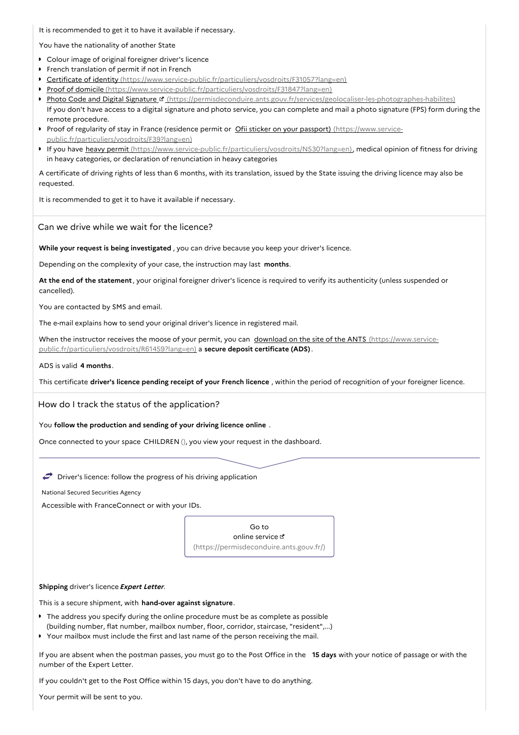It is recommended to get it to have it available if necessary.

You have the nationality of another State

- Colour image of original foreigner driver's licence
- French translation of permit if not in French
- Certificate of identity (https://www.service-public.fr/particuliers/vosdroits/F31057?lang=en)
- Proof of domicile (https://www.service-public.fr/particuliers/vosdroits/F31847?lang=en)
- Photo Code and Digital Signature (https://permisdeconduire.ants.gouv.fr/services/geolocaliser-les-photographes-habilites)
  If you don't have access to a digital signature and photo service, you can complete and mail a photo signature (FPS) form during the remote procedure.
- Proof of regularity of stay in France (residence permit or Ofii sticker on your passport) (https://www.service-public.fr/particuliers/vosdroits/F39?lang=en)
- If you have heavy permit (https://www.service-public.fr/particuliers/vosdroits/N530?lang=en), medical opinion of fitness for driving in heavy categories, or declaration of renunciation in heavy categories

A certificate of driving rights of less than 6 months, with its translation, issued by the State issuing the driving licence may also be requested.

It is recommended to get it to have it available if necessary.

## Can we drive while we wait for the licence?

**While your request is being investigated** , you can drive because you keep your driver's licence.

Depending on the complexity of your case, the instruction may last **months**.

**At the end of the statement**, your original foreigner driver's licence is required to verify its authenticity (unless suspended or cancelled).

You are contacted by SMS and email.

The e-mail explains how to send your original driver's licence in registered mail.

When the instructor receives the moose of your permit, you can download on the site of the ANTS (https://www.service-public.fr/particuliers/vosdroits/R61459?lang=en) a **secure deposit certificate (ADS)**.

ADS is valid **4 months**.

This certificate **driver's licence pending receipt of your French licence** , within the period of recognition of your foreigner licence.

## How do I track the status of the application?

You **follow the production and sending of your driving licence online** .

Once connected to your space CHILDREN (), you view your request in the dashboard.

Driver's licence: follow the progress of his driving application

National Secured Securities Agency

Accessible with FranceConnect or with your IDs.

Go to online service (https://permisdeconduire.ants.gouv.fr/)

**Shipping** driver's licence ***Expert Letter***.

This is a secure shipment, with **hand-over against signature**.

- The address you specify during the online procedure must be as complete as possible (building number, flat number, mailbox number, floor, corridor, staircase, "resident",...)
- Your mailbox must include the first and last name of the person receiving the mail.

If you are absent when the postman passes, you must go to the Post Office in the **15 days** with your notice of passage or with the number of the Expert Letter.

If you couldn't get to the Post Office within 15 days, you don't have to do anything.

Your permit will be sent to you.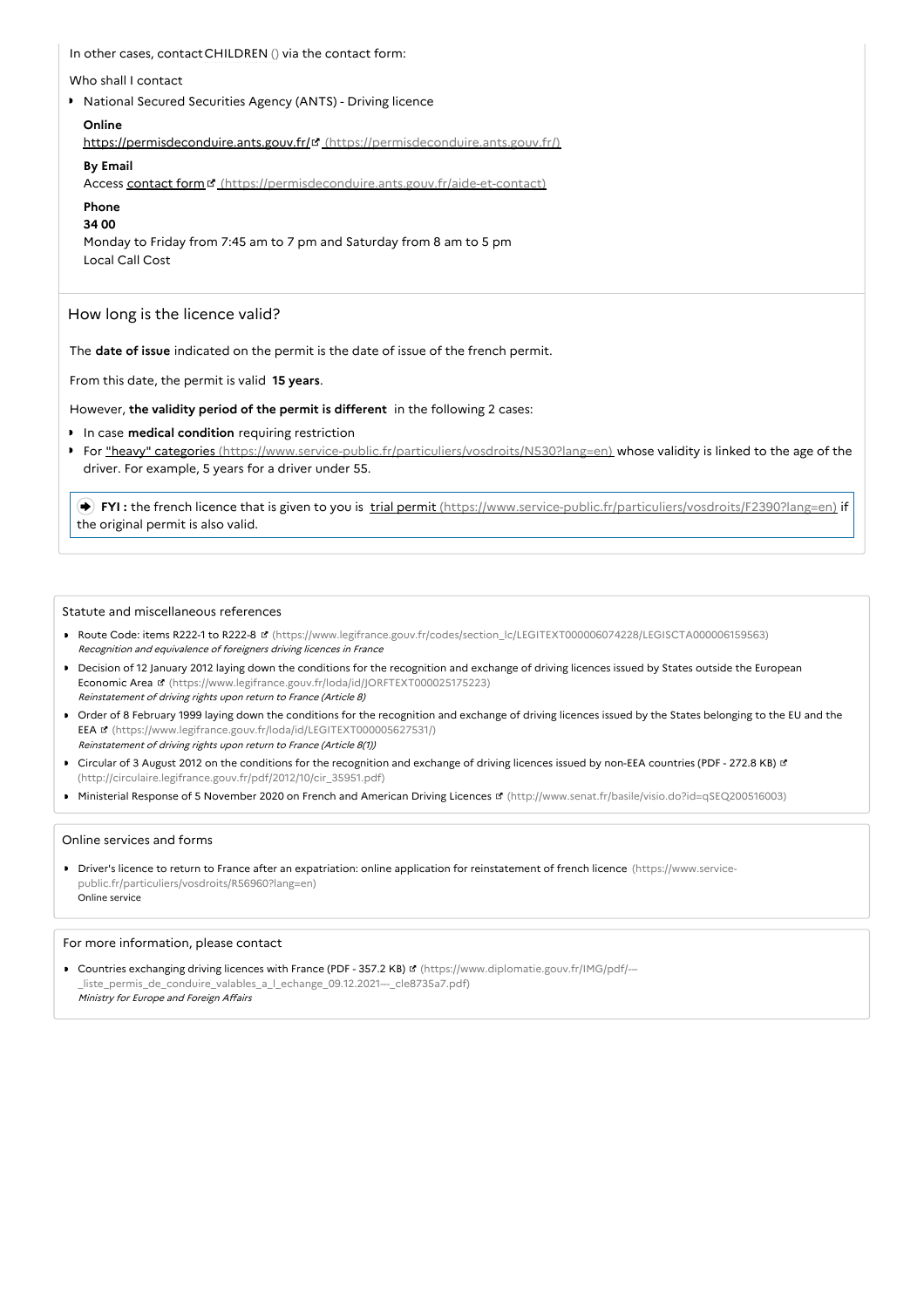In other cases, contact CHILDREN () via the contact form:

Who shall I contact

- National Secured Securities Agency (ANTS) - Driving licence

  **Online**

  https://permisdeconduire.ants.gouv.fr/ (https://permisdeconduire.ants.gouv.fr/)

  **By Email**

  Access contact form (https://permisdeconduire.ants.gouv.fr/aide-et-contact)

  **Phone**

  **34 00**

  Monday to Friday from 7:45 am to 7 pm and Saturday from 8 am to 5 pm

  Local Call Cost

## How long is the licence valid?

The **date of issue** indicated on the permit is the date of issue of the french permit.

From this date, the permit is valid **15 years**.

However, **the validity period of the permit is different** in the following 2 cases:

- In case **medical condition** requiring restriction
- For "heavy" categories (https://www.service-public.fr/particuliers/vosdroits/N530?lang=en) whose validity is linked to the age of the driver. For example, 5 years for a driver under 55.

**FYI :** the french licence that is given to you is trial permit (https://www.service-public.fr/particuliers/vosdroits/F2390?lang=en) if the original permit is also valid.

## Statute and miscellaneous references

- Route Code: items R222-1 to R222-8 (https://www.legifrance.gouv.fr/codes/section_lc/LEGITEXT000006074228/LEGISCTA000006159563)
  *Recognition and equivalence of foreigners driving licences in France*
- Decision of 12 January 2012 laying down the conditions for the recognition and exchange of driving licences issued by States outside the European Economic Area (https://www.legifrance.gouv.fr/loda/id/JORFTEXT000025175223)
  *Reinstatement of driving rights upon return to France (Article 8)*
- Order of 8 February 1999 laying down the conditions for the recognition and exchange of driving licences issued by the States belonging to the EU and the EEA (https://www.legifrance.gouv.fr/loda/id/LEGITEXT000005627531/)
  *Reinstatement of driving rights upon return to France (Article 8(1))*
- Circular of 3 August 2012 on the conditions for the recognition and exchange of driving licences issued by non-EEA countries (PDF - 272.8 KB) (http://circulaire.legifrance.gouv.fr/pdf/2012/10/cir_35951.pdf)
- Ministerial Response of 5 November 2020 on French and American Driving Licences (http://www.senat.fr/basile/visio.do?id=qSEQ200516003)

## Online services and forms

- Driver's licence to return to France after an expatriation: online application for reinstatement of french licence (https://www.service-public.fr/particuliers/vosdroits/R56960?lang=en)
  Online service

## For more information, please contact

- Countries exchanging driving licences with France (PDF - 357.2 KB) (https://www.diplomatie.gouv.fr/IMG/pdf/---_liste_permis_de_conduire_valables_a_l_echange_09.12.2021---_cle8735a7.pdf)
  *Ministry for Europe and Foreign Affairs*